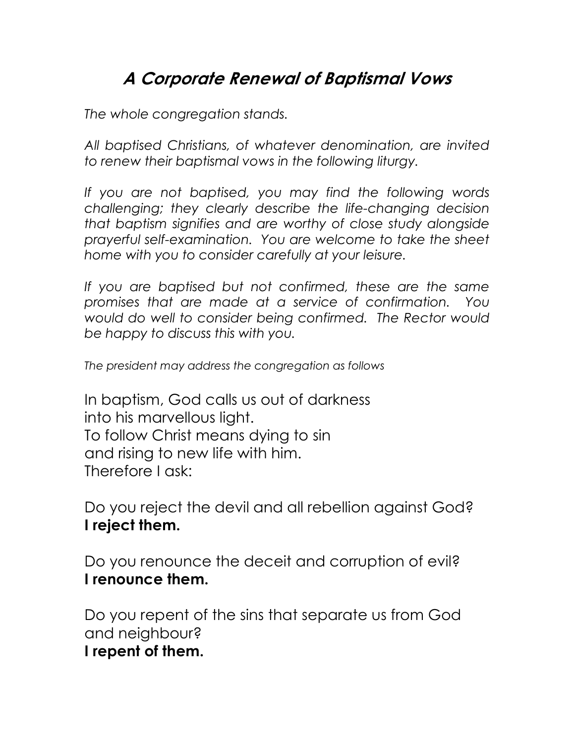# *A Corporate Renewal of Baptismal Vows*

*The whole congregation stands.*

*All baptised Christians, of whatever denomination, are invited to renew their baptismal vows in the following liturgy.*

*If you are not baptised, you may find the following words challenging; they clearly describe the life-changing decision that baptism signifies and are worthy of close study alongside prayerful self-examination. You are welcome to take the sheet home with you to consider carefully at your leisure.*

*If you are baptised but not confirmed, these are the same promises that are made at a service of confirmation. You would do well to consider being confirmed. The Rector would be happy to discuss this with you.*

*The president may address the congregation as follows*

In baptism, God calls us out of darkness
into his marvellous light.
To follow Christ means dying to sin
and rising to new life with him.
Therefore I ask:

Do you reject the devil and all rebellion against God?
**I reject them.**

Do you renounce the deceit and corruption of evil?
**I renounce them.**

Do you repent of the sins that separate us from God and neighbour?
**I repent of them.**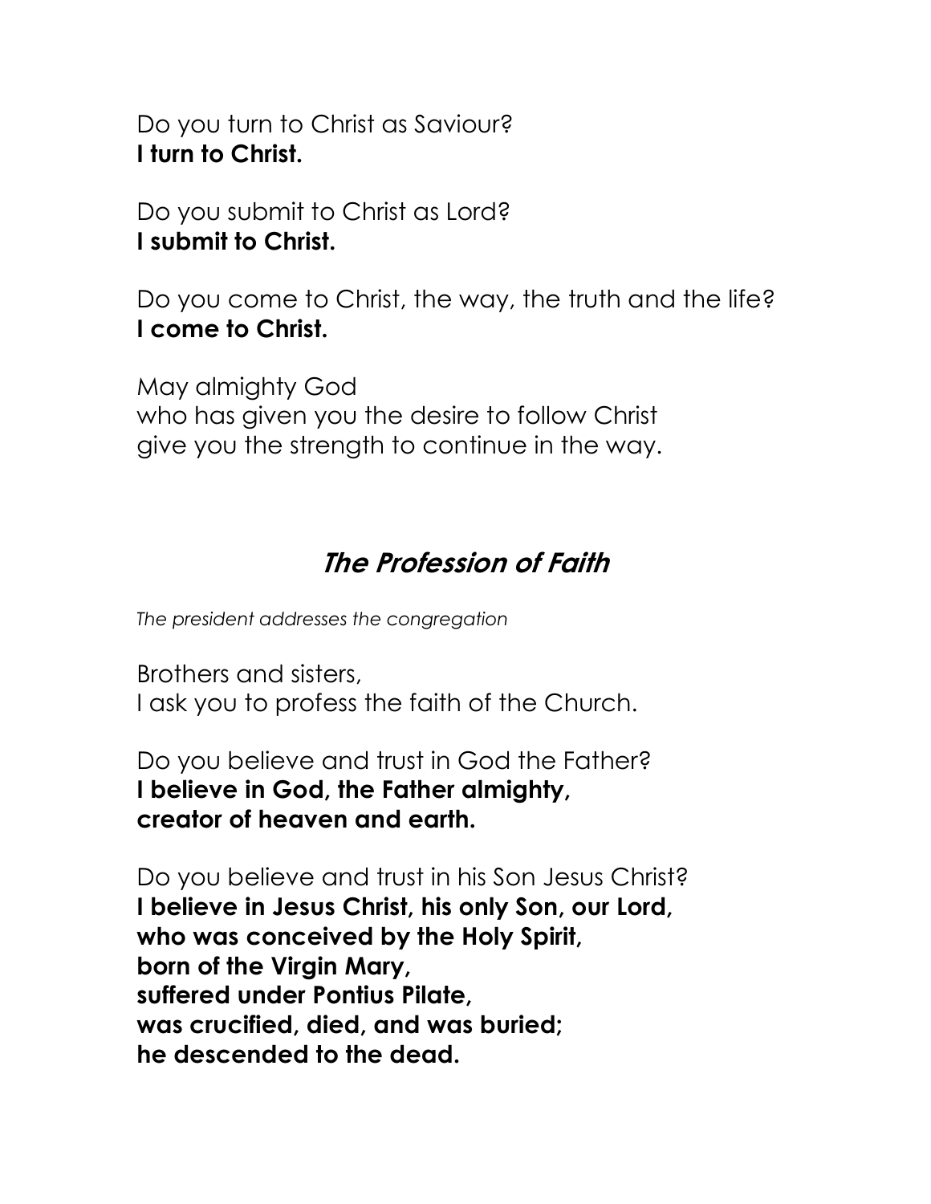Do you turn to Christ as Saviour?
**I turn to Christ.**

Do you submit to Christ as Lord?
**I submit to Christ.**

Do you come to Christ, the way, the truth and the life?
**I come to Christ.**

May almighty God
who has given you the desire to follow Christ
give you the strength to continue in the way.

## *The Profession of Faith*

*The president addresses the congregation*

Brothers and sisters,
I ask you to profess the faith of the Church.

Do you believe and trust in God the Father?
**I believe in God, the Father almighty,**
**creator of heaven and earth.**

Do you believe and trust in his Son Jesus Christ?
**I believe in Jesus Christ, his only Son, our Lord,**
**who was conceived by the Holy Spirit,**
**born of the Virgin Mary,**
**suffered under Pontius Pilate,**
**was crucified, died, and was buried;**
**he descended to the dead.**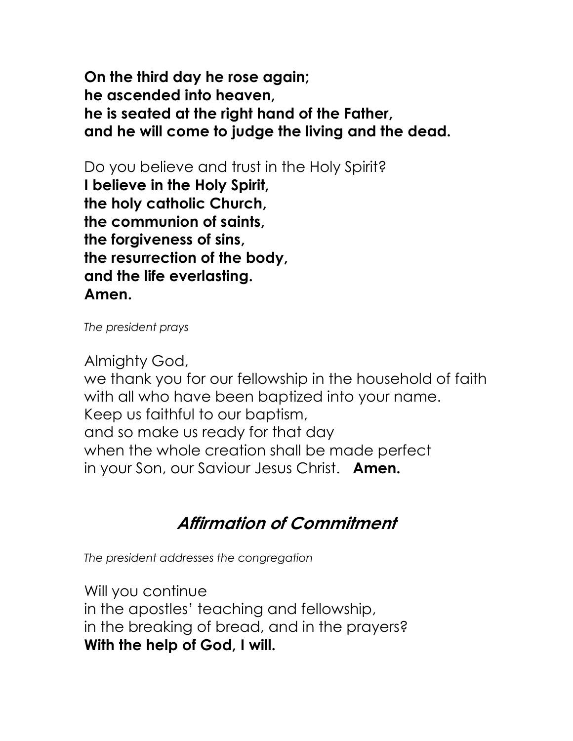**On the third day he rose again;**
**he ascended into heaven,**
**he is seated at the right hand of the Father,**
**and he will come to judge the living and the dead.**

Do you believe and trust in the Holy Spirit?
**I believe in the Holy Spirit,**
**the holy catholic Church,**
**the communion of saints,**
**the forgiveness of sins,**
**the resurrection of the body,**
**and the life everlasting.**
**Amen.**

*The president prays*

Almighty God,
we thank you for our fellowship in the household of faith
with all who have been baptized into your name.
Keep us faithful to our baptism,
and so make us ready for that day
when the whole creation shall be made perfect
in your Son, our Saviour Jesus Christ. **Amen.**

## *Affirmation of Commitment*

*The president addresses the congregation*

Will you continue
in the apostles' teaching and fellowship,
in the breaking of bread, and in the prayers?
**With the help of God, I will.**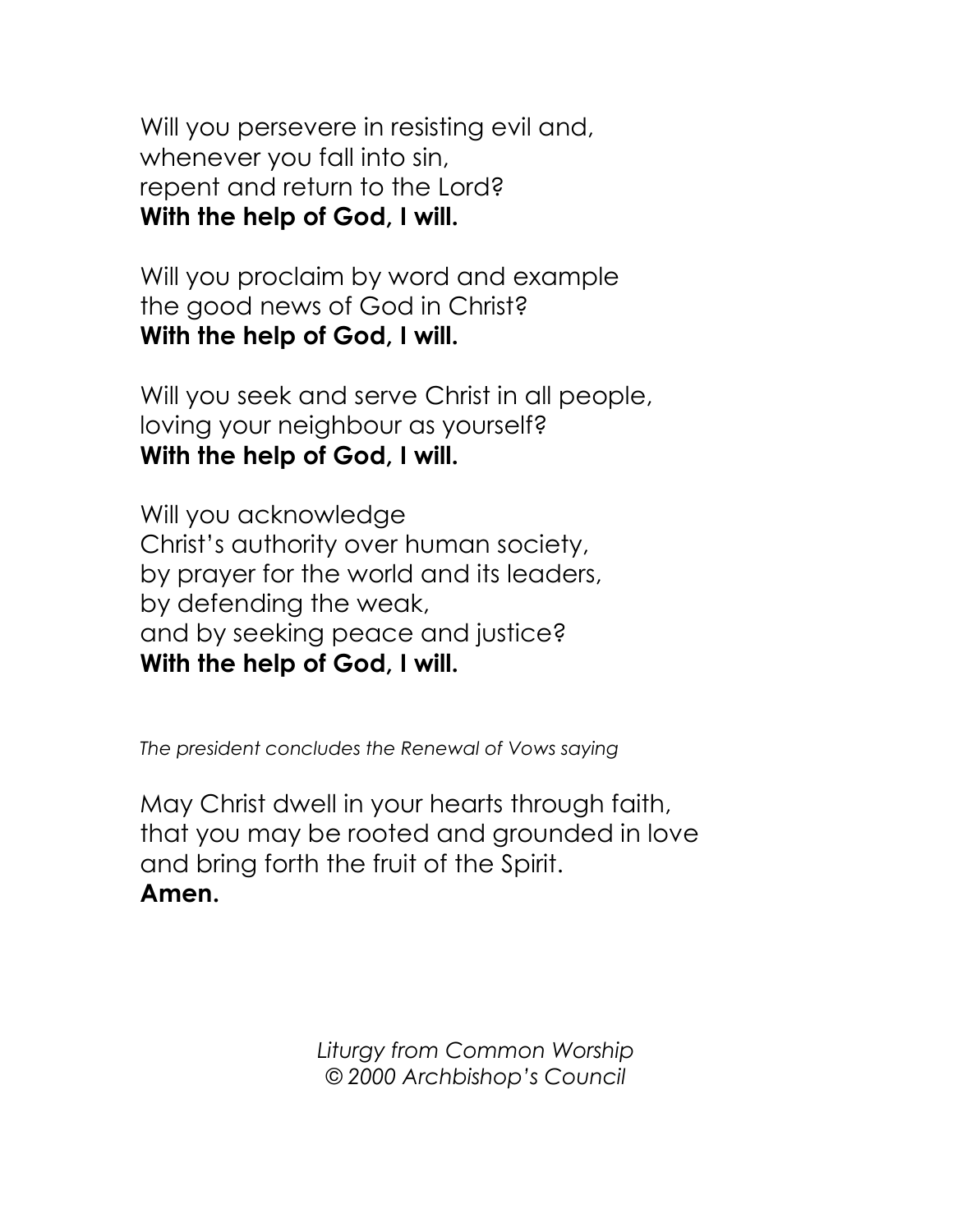Will you persevere in resisting evil and,
whenever you fall into sin,
repent and return to the Lord?
**With the help of God, I will.**

Will you proclaim by word and example
the good news of God in Christ?
**With the help of God, I will.**

Will you seek and serve Christ in all people,
loving your neighbour as yourself?
**With the help of God, I will.**

Will you acknowledge
Christ's authority over human society,
by prayer for the world and its leaders,
by defending the weak,
and by seeking peace and justice?
**With the help of God, I will.**

*The president concludes the Renewal of Vows saying*

May Christ dwell in your hearts through faith,
that you may be rooted and grounded in love
and bring forth the fruit of the Spirit.
**Amen.**

*Liturgy from Common Worship*
*© 2000 Archbishop's Council*